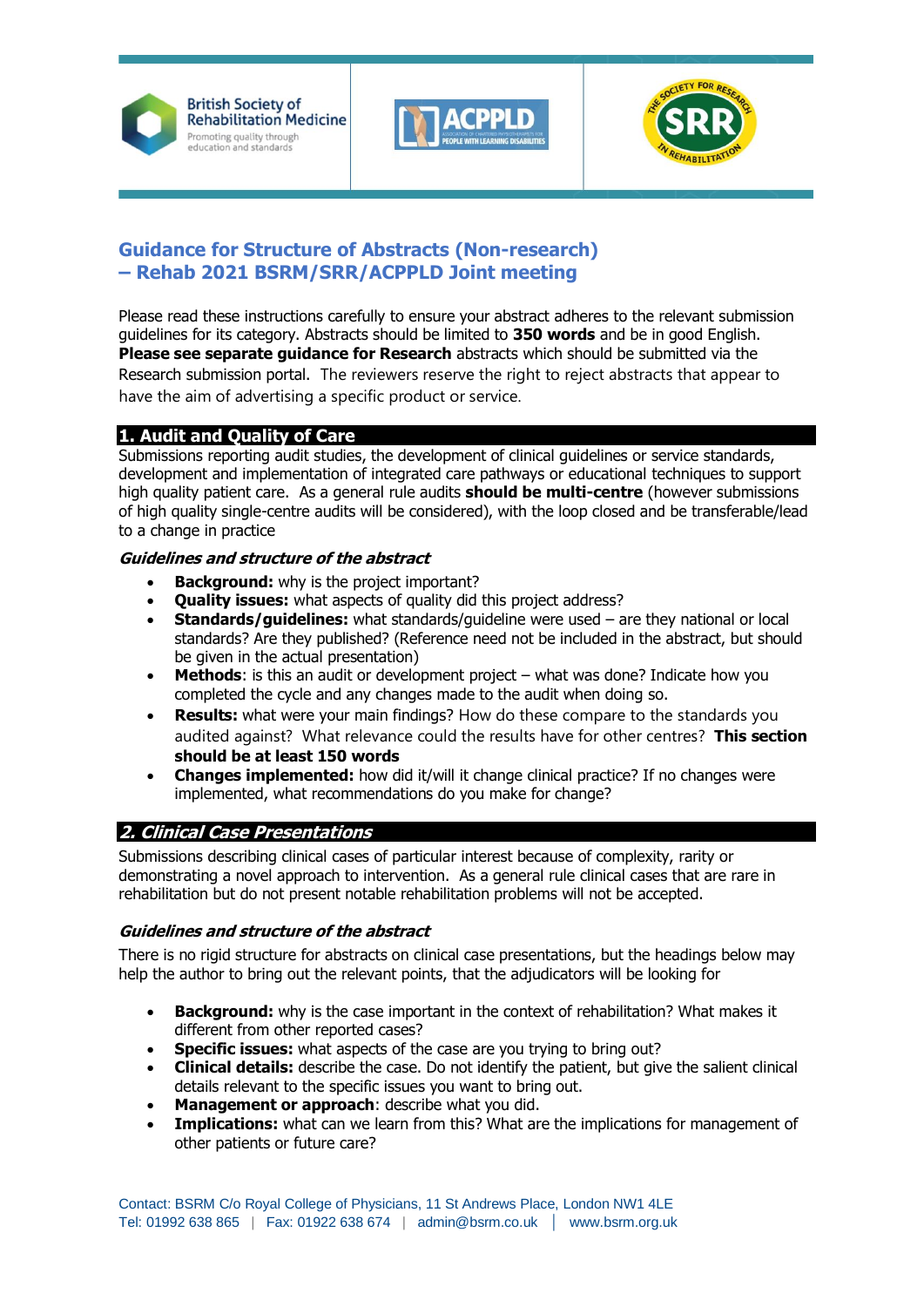British Society of Rehabilitation Medicine
Promoting quality through education and standards

ACPPLD

SRR – The Society for Research in Rehabilitation

# Guidance for Structure of Abstracts (Non-research) – Rehab 2021 BSRM/SRR/ACPPLD Joint meeting

Please read these instructions carefully to ensure your abstract adheres to the relevant submission guidelines for its category. Abstracts should be limited to **350 words** and be in good English. **Please see separate guidance for Research** abstracts which should be submitted via the Research submission portal. The reviewers reserve the right to reject abstracts that appear to have the aim of advertising a specific product or service.

## 1. Audit and Quality of Care

Submissions reporting audit studies, the development of clinical guidelines or service standards, development and implementation of integrated care pathways or educational techniques to support high quality patient care. As a general rule audits **should be multi-centre** (however submissions of high quality single-centre audits will be considered), with the loop closed and be transferable/lead to a change in practice

### *Guidelines and structure of the abstract*

- **Background:** why is the project important?
- **Quality issues:** what aspects of quality did this project address?
- **Standards/guidelines:** what standards/guideline were used – are they national or local standards? Are they published? (Reference need not be included in the abstract, but should be given in the actual presentation)
- **Methods**: is this an audit or development project – what was done? Indicate how you completed the cycle and any changes made to the audit when doing so.
- **Results:** what were your main findings? How do these compare to the standards you audited against? What relevance could the results have for other centres? **This section should be at least 150 words**
- **Changes implemented:** how did it/will it change clinical practice? If no changes were implemented, what recommendations do you make for change?

## *2. Clinical Case Presentations*

Submissions describing clinical cases of particular interest because of complexity, rarity or demonstrating a novel approach to intervention. As a general rule clinical cases that are rare in rehabilitation but do not present notable rehabilitation problems will not be accepted.

### *Guidelines and structure of the abstract*

There is no rigid structure for abstracts on clinical case presentations, but the headings below may help the author to bring out the relevant points, that the adjudicators will be looking for

- **Background:** why is the case important in the context of rehabilitation? What makes it different from other reported cases?
- **Specific issues:** what aspects of the case are you trying to bring out?
- **Clinical details:** describe the case. Do not identify the patient, but give the salient clinical details relevant to the specific issues you want to bring out.
- **Management or approach**: describe what you did.
- **Implications:** what can we learn from this? What are the implications for management of other patients or future care?

Contact: BSRM C/o Royal College of Physicians, 11 St Andrews Place, London NW1 4LE
Tel: 01992 638 865 | Fax: 01922 638 674 | admin@bsrm.co.uk | www.bsrm.org.uk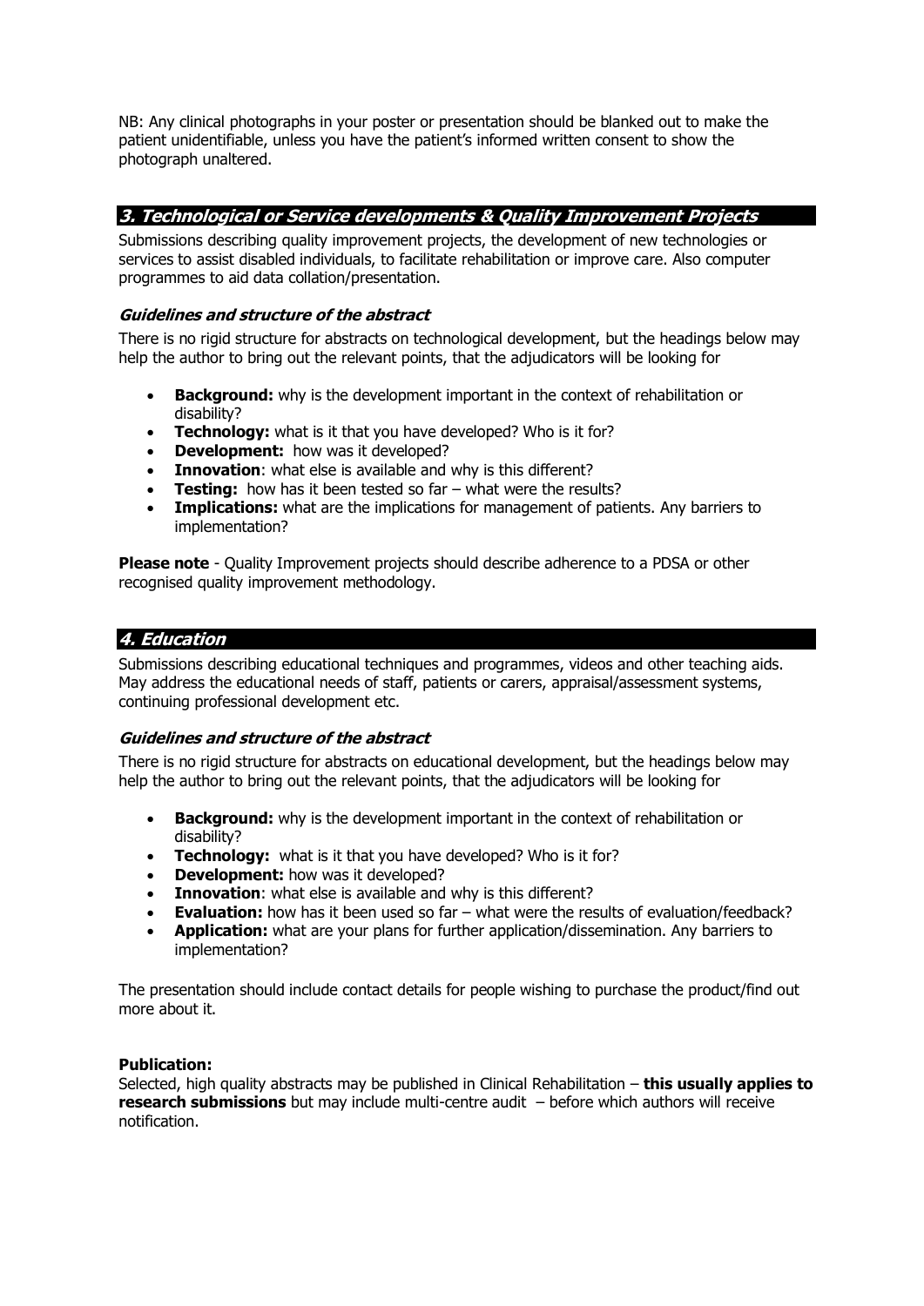NB: Any clinical photographs in your poster or presentation should be blanked out to make the patient unidentifiable, unless you have the patient's informed written consent to show the photograph unaltered.

## 3. Technological or Service developments & Quality Improvement Projects

Submissions describing quality improvement projects, the development of new technologies or services to assist disabled individuals, to facilitate rehabilitation or improve care. Also computer programmes to aid data collation/presentation.

### *Guidelines and structure of the abstract*

There is no rigid structure for abstracts on technological development, but the headings below may help the author to bring out the relevant points, that the adjudicators will be looking for

- **Background:** why is the development important in the context of rehabilitation or disability?
- **Technology:** what is it that you have developed? Who is it for?
- **Development:** how was it developed?
- **Innovation**: what else is available and why is this different?
- **Testing:** how has it been tested so far – what were the results?
- **Implications:** what are the implications for management of patients. Any barriers to implementation?

**Please note** - Quality Improvement projects should describe adherence to a PDSA or other recognised quality improvement methodology.

## 4. Education

Submissions describing educational techniques and programmes, videos and other teaching aids. May address the educational needs of staff, patients or carers, appraisal/assessment systems, continuing professional development etc.

### *Guidelines and structure of the abstract*

There is no rigid structure for abstracts on educational development, but the headings below may help the author to bring out the relevant points, that the adjudicators will be looking for

- **Background:** why is the development important in the context of rehabilitation or disability?
- **Technology:** what is it that you have developed? Who is it for?
- **Development:** how was it developed?
- **Innovation**: what else is available and why is this different?
- **Evaluation:** how has it been used so far – what were the results of evaluation/feedback?
- **Application:** what are your plans for further application/dissemination. Any barriers to implementation?

The presentation should include contact details for people wishing to purchase the product/find out more about it.

**Publication:**
Selected, high quality abstracts may be published in Clinical Rehabilitation – **this usually applies to research submissions** but may include multi-centre audit – before which authors will receive notification.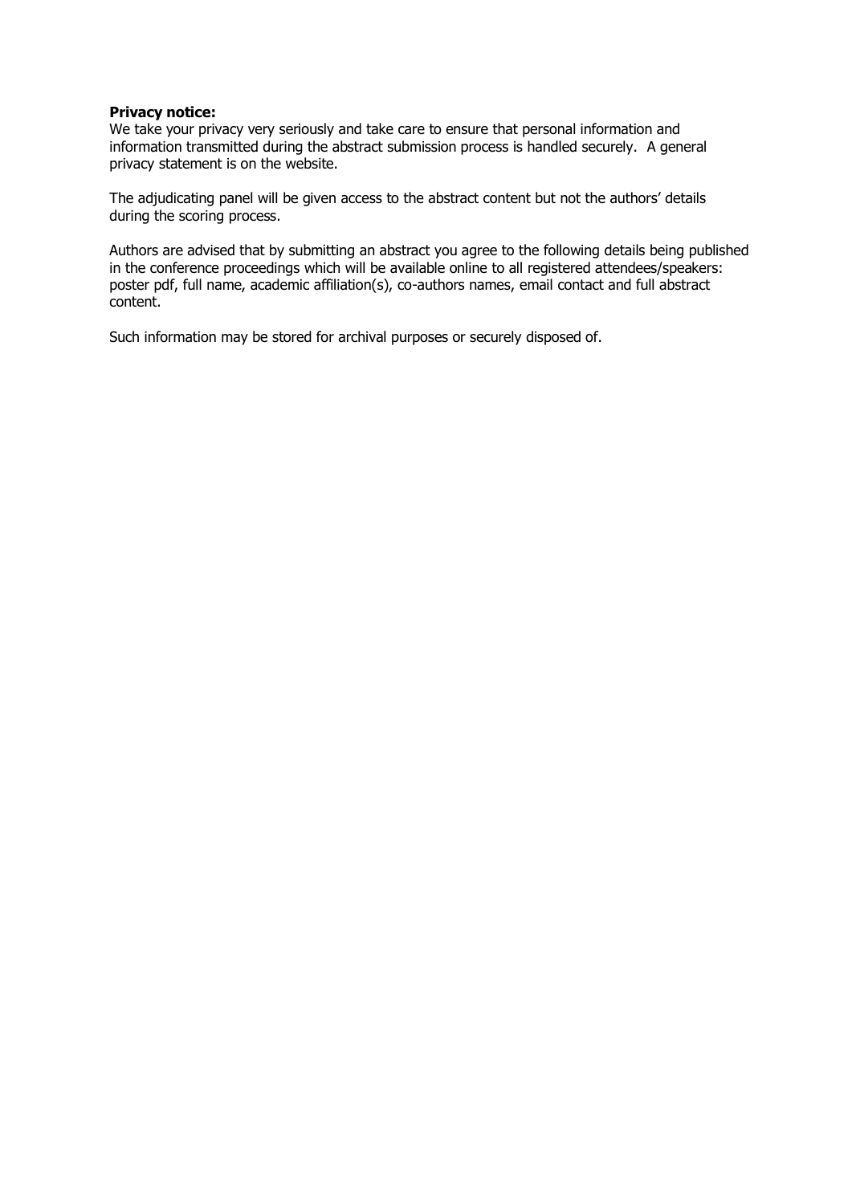**Privacy notice:**
We take your privacy very seriously and take care to ensure that personal information and information transmitted during the abstract submission process is handled securely. A general privacy statement is on the website.

The adjudicating panel will be given access to the abstract content but not the authors' details during the scoring process.

Authors are advised that by submitting an abstract you agree to the following details being published in the conference proceedings which will be available online to all registered attendees/speakers: poster pdf, full name, academic affiliation(s), co-authors names, email contact and full abstract content.

Such information may be stored for archival purposes or securely disposed of.